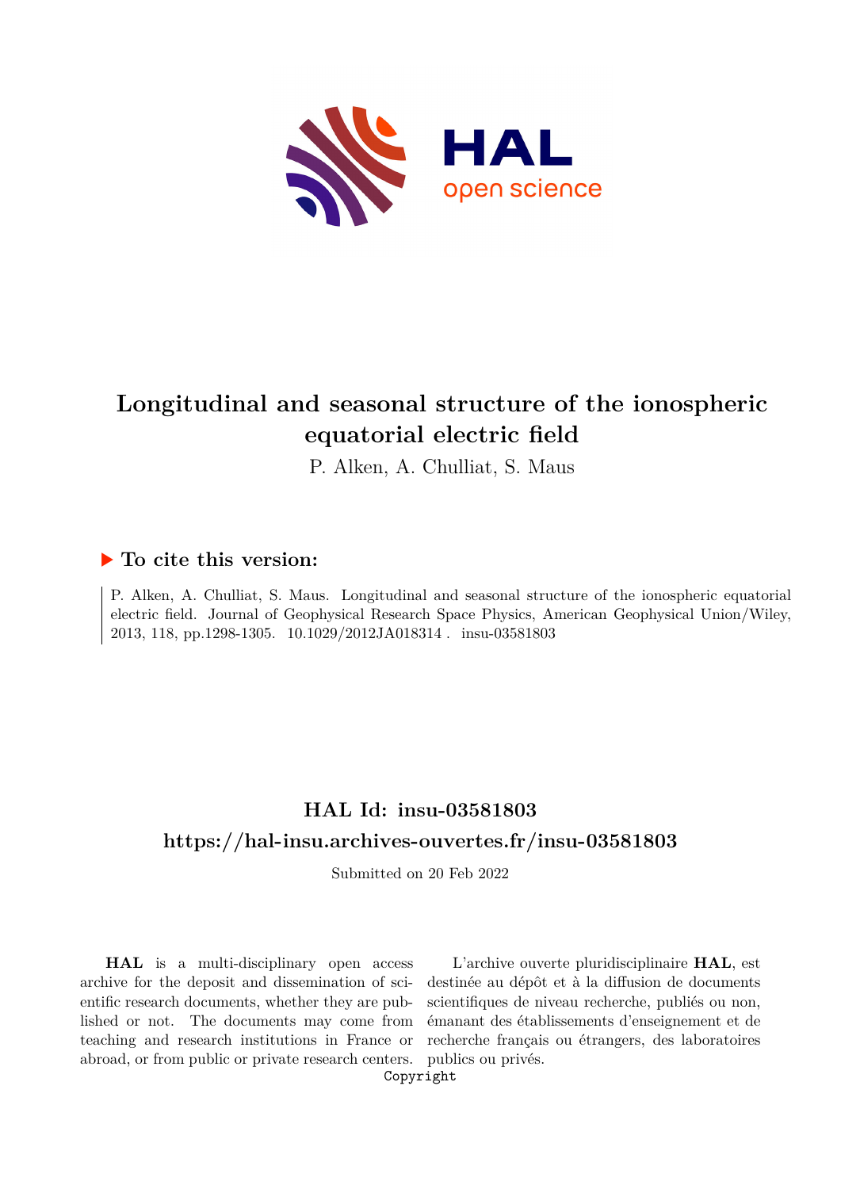# Longitudinal and seasonal structure of the ionospheric equatorial electric field

P. Alken, A. Chulliat, S. Maus

## ▶ To cite this version:

P. Alken, A. Chulliat, S. Maus. Longitudinal and seasonal structure of the ionospheric equatorial electric field. Journal of Geophysical Research Space Physics, American Geophysical Union/Wiley, 2013, 118, pp.1298-1305. 10.1029/2012JA018314 . insu-03581803

## HAL Id: insu-03581803

## https://hal-insu.archives-ouvertes.fr/insu-03581803

Submitted on 20 Feb 2022

**HAL** is a multi-disciplinary open access archive for the deposit and dissemination of scientific research documents, whether they are published or not. The documents may come from teaching and research institutions in France or abroad, or from public or private research centers.

L'archive ouverte pluridisciplinaire **HAL**, est destinée au dépôt et à la diffusion de documents scientifiques de niveau recherche, publiés ou non, émanant des établissements d'enseignement et de recherche français ou étrangers, des laboratoires publics ou privés.

Copyright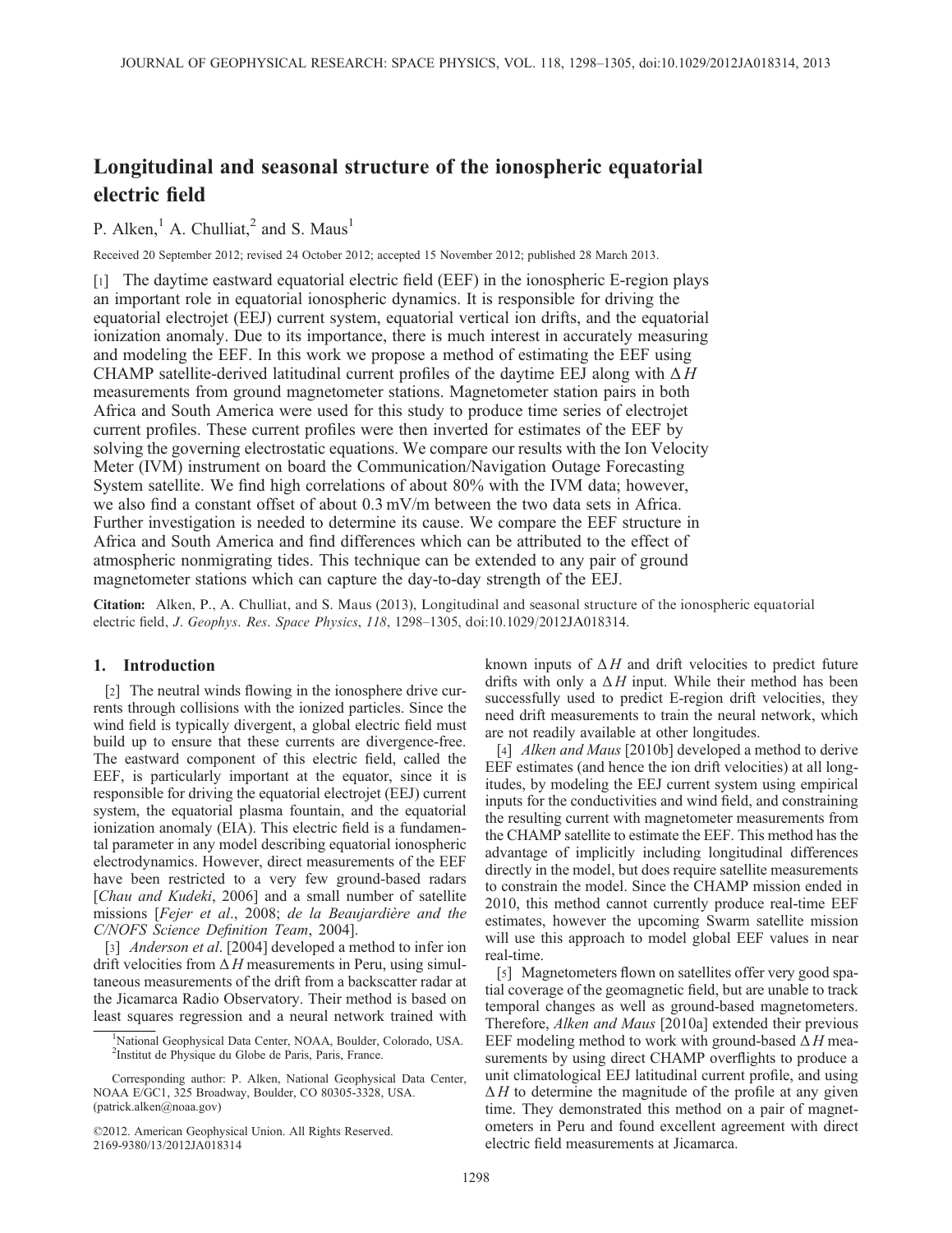# Longitudinal and seasonal structure of the ionospheric equatorial electric field

P. Alken,[1] A. Chulliat,[2] and S. Maus[1]

Received 20 September 2012; revised 24 October 2012; accepted 15 November 2012; published 28 March 2013.

[1] The daytime eastward equatorial electric field (EEF) in the ionospheric E-region plays an important role in equatorial ionospheric dynamics. It is responsible for driving the equatorial electrojet (EEJ) current system, equatorial vertical ion drifts, and the equatorial ionization anomaly. Due to its importance, there is much interest in accurately measuring and modeling the EEF. In this work we propose a method of estimating the EEF using CHAMP satellite-derived latitudinal current profiles of the daytime EEJ along with $\Delta H$ measurements from ground magnetometer stations. Magnetometer station pairs in both Africa and South America were used for this study to produce time series of electrojet current profiles. These current profiles were then inverted for estimates of the EEF by solving the governing electrostatic equations. We compare our results with the Ion Velocity Meter (IVM) instrument on board the Communication/Navigation Outage Forecasting System satellite. We find high correlations of about 80% with the IVM data; however, we also find a constant offset of about 0.3 mV/m between the two data sets in Africa. Further investigation is needed to determine its cause. We compare the EEF structure in Africa and South America and find differences which can be attributed to the effect of atmospheric nonmigrating tides. This technique can be extended to any pair of ground magnetometer stations which can capture the day-to-day strength of the EEJ.

**Citation:** Alken, P., A. Chulliat, and S. Maus (2013), Longitudinal and seasonal structure of the ionospheric equatorial electric field, *J. Geophys. Res. Space Physics*, *118*, 1298–1305, doi:10.1029/2012JA018314.

## 1. Introduction

[2] The neutral winds flowing in the ionosphere drive currents through collisions with the ionized particles. Since the wind field is typically divergent, a global electric field must build up to ensure that these currents are divergence-free. The eastward component of this electric field, called the EEF, is particularly important at the equator, since it is responsible for driving the equatorial electrojet (EEJ) current system, the equatorial plasma fountain, and the equatorial ionization anomaly (EIA). This electric field is a fundamental parameter in any model describing equatorial ionospheric electrodynamics. However, direct measurements of the EEF have been restricted to a very few ground-based radars [*Chau and Kudeki*, 2006] and a small number of satellite missions [*Fejer et al.*, 2008; *de la Beaujardière and the C/NOFS Science Definition Team*, 2004].

[3] *Anderson et al.* [2004] developed a method to infer ion drift velocities from $\Delta H$ measurements in Peru, using simultaneous measurements of the drift from a backscatter radar at the Jicamarca Radio Observatory. Their method is based on least squares regression and a neural network trained with known inputs of $\Delta H$ and drift velocities to predict future drifts with only a $\Delta H$ input. While their method has been successfully used to predict E-region drift velocities, they need drift measurements to train the neural network, which are not readily available at other longitudes.

[4] *Alken and Maus* [2010b] developed a method to derive EEF estimates (and hence the ion drift velocities) at all longitudes, by modeling the EEJ current system using empirical inputs for the conductivities and wind field, and constraining the resulting current with magnetometer measurements from the CHAMP satellite to estimate the EEF. This method has the advantage of implicitly including longitudinal differences directly in the model, but does require satellite measurements to constrain the model. Since the CHAMP mission ended in 2010, this method cannot currently produce real-time EEF estimates, however the upcoming Swarm satellite mission will use this approach to model global EEF values in near real-time.

[5] Magnetometers flown on satellites offer very good spatial coverage of the geomagnetic field, but are unable to track temporal changes as well as ground-based magnetometers. Therefore, *Alken and Maus* [2010a] extended their previous EEF modeling method to work with ground-based $\Delta H$ measurements by using direct CHAMP overflights to produce a unit climatological EEJ latitudinal current profile, and using $\Delta H$ to determine the magnitude of the profile at any given time. They demonstrated this method on a pair of magnetometers in Peru and found excellent agreement with direct electric field measurements at Jicamarca.

[1]National Geophysical Data Center, NOAA, Boulder, Colorado, USA.
[2]Institut de Physique du Globe de Paris, Paris, France.

Corresponding author: P. Alken, National Geophysical Data Center, NOAA E/GC1, 325 Broadway, Boulder, CO 80305-3328, USA. (patrick.alken@noaa.gov)

©2012. American Geophysical Union. All Rights Reserved.
2169-9380/13/2012JA018314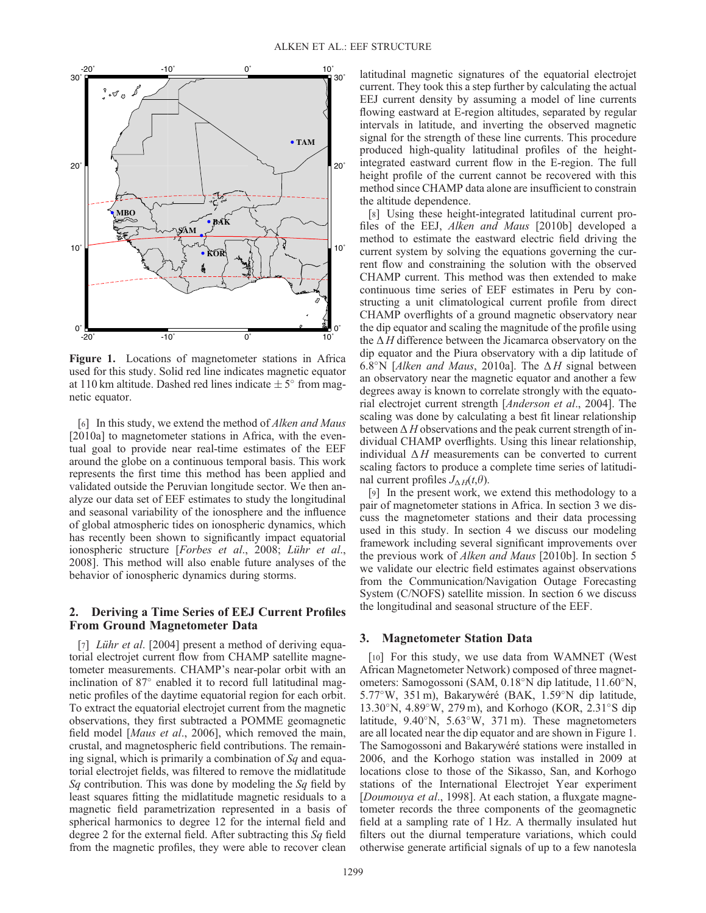**Figure 1.** Locations of magnetometer stations in Africa used for this study. Solid red line indicates magnetic equator at 110 km altitude. Dashed red lines indicate $\pm 5^\circ$ from magnetic equator.

[6] In this study, we extend the method of *Alken and Maus* [2010a] to magnetometer stations in Africa, with the eventual goal to provide near real-time estimates of the EEF around the globe on a continuous temporal basis. This work represents the first time this method has been applied and validated outside the Peruvian longitude sector. We then analyze our data set of EEF estimates to study the longitudinal and seasonal variability of the ionosphere and the influence of global atmospheric tides on ionospheric dynamics, which has recently been shown to significantly impact equatorial ionospheric structure [*Forbes et al.*, 2008; *Lühr et al.*, 2008]. This method will also enable future analyses of the behavior of ionospheric dynamics during storms.

## 2. Deriving a Time Series of EEJ Current Profiles From Ground Magnetometer Data

[7] *Lühr et al.* [2004] present a method of deriving equatorial electrojet current flow from CHAMP satellite magnetometer measurements. CHAMP's near-polar orbit with an inclination of 87° enabled it to record full latitudinal magnetic profiles of the daytime equatorial region for each orbit. To extract the equatorial electrojet current from the magnetic observations, they first subtracted a POMME geomagnetic field model [*Maus et al.*, 2006], which removed the main, crustal, and magnetospheric field contributions. The remaining signal, which is primarily a combination of *Sq* and equatorial electrojet fields, was filtered to remove the midlatitude *Sq* contribution. This was done by modeling the *Sq* field by least squares fitting the midlatitude magnetic residuals to a magnetic field parametrization represented in a basis of spherical harmonics to degree 12 for the internal field and degree 2 for the external field. After subtracting this *Sq* field from the magnetic profiles, they were able to recover clean latitudinal magnetic signatures of the equatorial electrojet current. They took this a step further by calculating the actual EEJ current density by assuming a model of line currents flowing eastward at E-region altitudes, separated by regular intervals in latitude, and inverting the observed magnetic signal for the strength of these line currents. This procedure produced high-quality latitudinal profiles of the height-integrated eastward current flow in the E-region. The full height profile of the current cannot be recovered with this method since CHAMP data alone are insufficient to constrain the altitude dependence.

[8] Using these height-integrated latitudinal current profiles of the EEJ, *Alken and Maus* [2010b] developed a method to estimate the eastward electric field driving the current system by solving the equations governing the current flow and constraining the solution with the observed CHAMP current. This method was then extended to make continuous time series of EEF estimates in Peru by constructing a unit climatological current profile from direct CHAMP overflights of a ground magnetic observatory near the dip equator and scaling the magnitude of the profile using the $\Delta H$ difference between the Jicamarca observatory on the dip equator and the Piura observatory with a dip latitude of 6.8°N [*Alken and Maus*, 2010a]. The $\Delta H$ signal between an observatory near the magnetic equator and another a few degrees away is known to correlate strongly with the equatorial electrojet current strength [*Anderson et al.*, 2004]. The scaling was done by calculating a best fit linear relationship between $\Delta H$ observations and the peak current strength of individual CHAMP overflights. Using this linear relationship, individual $\Delta H$ measurements can be converted to current scaling factors to produce a complete time series of latitudinal current profiles $J_{\Delta H}(t, \theta)$.

[9] In the present work, we extend this methodology to a pair of magnetometer stations in Africa. In section 3 we discuss the magnetometer stations and their data processing used in this study. In section 4 we discuss our modeling framework including several significant improvements over the previous work of *Alken and Maus* [2010b]. In section 5 we validate our electric field estimates against observations from the Communication/Navigation Outage Forecasting System (C/NOFS) satellite mission. In section 6 we discuss the longitudinal and seasonal structure of the EEF.

## 3. Magnetometer Station Data

[10] For this study, we use data from WAMNET (West African Magnetometer Network) composed of three magnetometers: Samogossoni (SAM, 0.18°N dip latitude, 11.60°N, 5.77°W, 351 m), Bakarywéré (BAK, 1.59°N dip latitude, 13.30°N, 4.89°W, 279 m), and Korhogo (KOR, 2.31°S dip latitude, 9.40°N, 5.63°W, 371 m). These magnetometers are all located near the dip equator and are shown in Figure 1. The Samogossoni and Bakarywéré stations were installed in 2006, and the Korhogo station was installed in 2009 at locations close to those of the Sikasso, San, and Korhogo stations of the International Electrojet Year experiment [*Doumouya et al.*, 1998]. At each station, a fluxgate magnetometer records the three components of the geomagnetic field at a sampling rate of 1 Hz. A thermally insulated hut filters out the diurnal temperature variations, which could otherwise generate artificial signals of up to a few nanotesla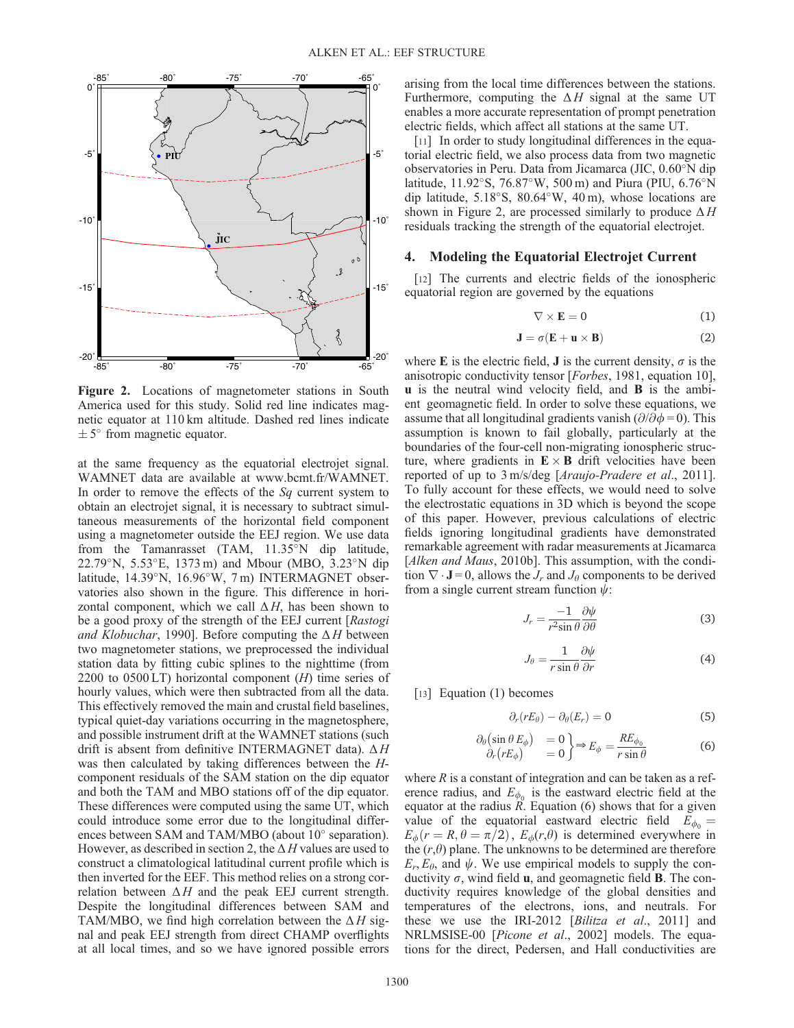Figure 2. Locations of magnetometer stations in South America used for this study. Solid red line indicates magnetic equator at 110 km altitude. Dashed red lines indicate $\pm 5^\circ$ from magnetic equator.

at the same frequency as the equatorial electrojet signal. WAMNET data are available at www.bcmt.fr/WAMNET. In order to remove the effects of the *Sq* current system to obtain an electrojet signal, it is necessary to subtract simultaneous measurements of the horizontal field component using a magnetometer outside the EEJ region. We use data from the Tamanrasset (TAM, 11.35°N dip latitude, 22.79°N, 5.53°E, 1373 m) and Mbour (MBO, 3.23°N dip latitude, 14.39°N, 16.96°W, 7 m) INTERMAGNET observatories also shown in the figure. This difference in horizontal component, which we call $\Delta H$, has been shown to be a good proxy of the strength of the EEJ current [*Rastogi and Klobuchar*, 1990]. Before computing the $\Delta H$ between two magnetometer stations, we preprocessed the individual station data by fitting cubic splines to the nighttime (from 2200 to 0500 LT) horizontal component ($H$) time series of hourly values, which were then subtracted from all the data. This effectively removed the main and crustal field baselines, typical quiet-day variations occurring in the magnetosphere, and possible instrument drift at the WAMNET stations (such drift is absent from definitive INTERMAGNET data). $\Delta H$ was then calculated by taking differences between the $H$-component residuals of the SAM station on the dip equator and both the TAM and MBO stations off of the dip equator. These differences were computed using the same UT, which could introduce some error due to the longitudinal differences between SAM and TAM/MBO (about 10° separation). However, as described in section 2, the $\Delta H$ values are used to construct a climatological latitudinal current profile which is then inverted for the EEF. This method relies on a strong correlation between $\Delta H$ and the peak EEJ current strength. Despite the longitudinal differences between SAM and TAM/MBO, we find high correlation between the $\Delta H$ signal and peak EEJ strength from direct CHAMP overflights at all local times, and so we have ignored possible errors arising from the local time differences between the stations. Furthermore, computing the $\Delta H$ signal at the same UT enables a more accurate representation of prompt penetration electric fields, which affect all stations at the same UT.

[11] In order to study longitudinal differences in the equatorial electric field, we also process data from two magnetic observatories in Peru. Data from Jicamarca (JIC, 0.60°N dip latitude, 11.92°S, 76.87°W, 500 m) and Piura (PIU, 6.76°N dip latitude, 5.18°S, 80.64°W, 40 m), whose locations are shown in Figure 2, are processed similarly to produce $\Delta H$ residuals tracking the strength of the equatorial electrojet.

## 4. Modeling the Equatorial Electrojet Current

[12] The currents and electric fields of the ionospheric equatorial region are governed by the equations

$$\nabla \times \mathbf{E} = 0 \tag{1}$$

$$\mathbf{J} = \sigma(\mathbf{E} + \mathbf{u} \times \mathbf{B}) \tag{2}$$

where $\mathbf{E}$ is the electric field, $\mathbf{J}$ is the current density, $\sigma$ is the anisotropic conductivity tensor [*Forbes*, 1981, equation 10], $\mathbf{u}$ is the neutral wind velocity field, and $\mathbf{B}$ is the ambient geomagnetic field. In order to solve these equations, we assume that all longitudinal gradients vanish ($\partial/\partial\phi = 0$). This assumption is known to fail globally, particularly at the boundaries of the four-cell non-migrating ionospheric structure, where gradients in $\mathbf{E} \times \mathbf{B}$ drift velocities have been reported of up to 3 m/s/deg [*Araujo-Pradere et al.*, 2011]. To fully account for these effects, we would need to solve the electrostatic equations in 3D which is beyond the scope of this paper. However, previous calculations of electric fields ignoring longitudinal gradients have demonstrated remarkable agreement with radar measurements at Jicamarca [*Alken and Maus*, 2010b]. This assumption, with the condition $\nabla \cdot \mathbf{J} = 0$, allows the $J_r$ and $J_\theta$ components to be derived from a single current stream function $\psi$:

$$J_r = \frac{-1}{r^2 \sin\theta} \frac{\partial \psi}{\partial \theta} \tag{3}$$

$$J_\theta = \frac{1}{r \sin\theta} \frac{\partial \psi}{\partial r} \tag{4}$$

[13] Equation (1) becomes

$$\partial_r(rE_\theta) - \partial_\theta(E_r) = 0 \tag{5}$$

$$\left.\begin{array}{ll} \partial_\theta(\sin\theta \, E_\phi) & = 0 \\ \partial_r(rE_\phi) & = 0 \end{array}\right\} \Rightarrow E_\phi = \frac{RE_{\phi_0}}{r \sin\theta} \tag{6}$$

where $R$ is a constant of integration and can be taken as a reference radius, and $E_{\phi_0}$ is the eastward electric field at the equator at the radius $R$. Equation (6) shows that for a given value of the equatorial eastward electric field $E_{\phi_0} = E_\phi(r = R, \theta = \pi/2)$, $E_\phi(r,\theta)$ is determined everywhere in the $(r,\theta)$ plane. The unknowns to be determined are therefore $E_r, E_\theta$, and $\psi$. We use empirical models to supply the conductivity $\sigma$, wind field $\mathbf{u}$, and geomagnetic field $\mathbf{B}$. The conductivity requires knowledge of the global densities and temperatures of the electrons, ions, and neutrals. For these we use the IRI-2012 [*Bilitza et al.*, 2011] and NRLMSISE-00 [*Picone et al.*, 2002] models. The equations for the direct, Pedersen, and Hall conductivities are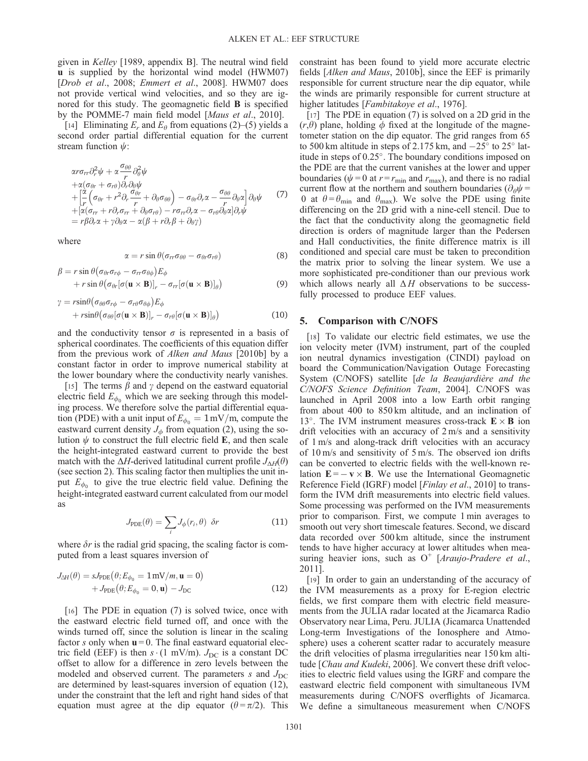given in *Kelley* [1989, appendix B]. The neutral wind field $\mathbf{u}$ is supplied by the horizontal wind model (HWM07) [*Drob et al.*, 2008; *Emmert et al.*, 2008]. HWM07 does not provide vertical wind velocities, and so they are ignored for this study. The geomagnetic field $\mathbf{B}$ is specified by the POMME-7 main field model [*Maus et al.*, 2010].

[14] Eliminating $E_r$ and $E_\theta$ from equations (2)–(5) yields a second order partial differential equation for the current stream function $\psi$:

$$
\begin{aligned}
&\alpha r\sigma_{rr}\partial_r^2\psi + \alpha\frac{\sigma_{\theta\theta}}{r}\partial_\theta^2\psi \\
&+\alpha(\sigma_{\theta r}+\sigma_{r\theta})\partial_r\partial_\theta\psi \\
&+\left[\frac{\alpha}{r}\left(\sigma_{\theta r}+r^2\partial_r\frac{\sigma_{\theta r}}{r}+\partial_\theta\sigma_{\theta\theta}\right)-\sigma_{\theta r}\partial_r\alpha-\frac{\sigma_{\theta\theta}}{r}\partial_\theta\alpha\right]\partial_\theta\psi \\
&+[\alpha(\sigma_{rr}+r\partial_r\sigma_{rr}+\partial_\theta\sigma_{r\theta})-r\sigma_{rr}\partial_r\alpha-\sigma_{r\theta}\partial_\theta\alpha]\partial_r\psi \\
&= r\beta\partial_r\alpha+\gamma\partial_\theta\alpha-\alpha(\beta+r\partial_r\beta+\partial_\theta\gamma)
\end{aligned} \tag{7}
$$

where

$$
\alpha = r\sin\theta(\sigma_{rr}\sigma_{\theta\theta}-\sigma_{\theta r}\sigma_{r\theta}) \tag{8}
$$

$$
\begin{aligned}
\beta &= r\sin\theta\left(\sigma_{\theta r}\sigma_{r\phi}-\sigma_{rr}\sigma_{\theta\phi}\right)E_\phi \\
&\quad + r\sin\theta\left(\sigma_{\theta r}[\sigma(\mathbf{u}\times\mathbf{B})]_r-\sigma_{rr}[\sigma(\mathbf{u}\times\mathbf{B})]_\theta\right)
\end{aligned} \tag{9}
$$

$$
\begin{aligned}
\gamma &= r\sin\theta\left(\sigma_{\theta\theta}\sigma_{r\phi}-\sigma_{r\theta}\sigma_{\theta\phi}\right)E_\phi \\
&\quad + r\sin\theta\left(\sigma_{\theta\theta}[\sigma(\mathbf{u}\times\mathbf{B})]_r-\sigma_{r\theta}[\sigma(\mathbf{u}\times\mathbf{B})]_\theta\right)
\end{aligned} \tag{10}
$$

and the conductivity tensor $\sigma$ is represented in a basis of spherical coordinates. The coefficients of this equation differ from the previous work of *Alken and Maus* [2010b] by a constant factor in order to improve numerical stability at the lower boundary where the conductivity nearly vanishes.

[15] The terms $\beta$ and $\gamma$ depend on the eastward equatorial electric field $E_{\phi_0}$ which we are seeking through this modeling process. We therefore solve the partial differential equation (PDE) with a unit input of $E_{\phi_0} = 1\,\mathrm{mV/m}$, compute the eastward current density $J_\phi$ from equation (2), using the solution $\psi$ to construct the full electric field $\mathbf{E}$, and then scale the height-integrated eastward current to provide the best match with the $\Delta H$-derived latitudinal current profile $J_{\Delta H}(\theta)$ (see section 2). This scaling factor then multiplies the unit input $E_{\phi_0}$ to give the true electric field value. Defining the height-integrated eastward current calculated from our model as

$$
J_{\mathrm{PDE}}(\theta) = \sum_i J_\phi(r_i,\theta)\ \delta r \tag{11}
$$

where $\delta r$ is the radial grid spacing, the scaling factor is computed from a least squares inversion of

$$
\begin{aligned}
J_{\Delta H}(\theta) &= sJ_{\mathrm{PDE}}\left(\theta; E_{\phi_0}=1\,\mathrm{mV}/m, \mathbf{u}=0\right) \\
&\quad + J_{\mathrm{PDE}}\left(\theta; E_{\phi_0}=0, \mathbf{u}\right) - J_{\mathrm{DC}}
\end{aligned} \tag{12}
$$

[16] The PDE in equation (7) is solved twice, once with the eastward electric field turned off, and once with the winds turned off, since the solution is linear in the scaling factor $s$ only when $\mathbf{u}=0$. The final eastward equatorial electric field (EEF) is then $s\cdot(1\ \mathrm{mV/m})$. $J_{\mathrm{DC}}$ is a constant DC offset to allow for a difference in zero levels between the modeled and observed current. The parameters $s$ and $J_{\mathrm{DC}}$ are determined by least-squares inversion of equation (12), under the constraint that the left and right hand sides of that equation must agree at the dip equator ($\theta=\pi/2$). This constraint has been found to yield more accurate electric fields [*Alken and Maus*, 2010b], since the EEF is primarily responsible for current structure near the dip equator, while the winds are primarily responsible for current structure at higher latitudes [*Fambitakoye et al.*, 1976].

[17] The PDE in equation (7) is solved on a 2D grid in the $(r,\theta)$ plane, holding $\phi$ fixed at the longitude of the magnetometer station on the dip equator. The grid ranges from 65 to 500 km altitude in steps of 2.175 km, and $-25°$ to $25°$ latitude in steps of $0.25°$. The boundary conditions imposed on the PDE are that the current vanishes at the lower and upper boundaries ($\psi=0$ at $r=r_{\min}$ and $r_{\max}$), and there is no radial current flow at the northern and southern boundaries ($\partial_\theta\psi = 0$ at $\theta=\theta_{\min}$ and $\theta_{\max}$). We solve the PDE using finite differencing on the 2D grid with a nine-cell stencil. Due to the fact that the conductivity along the geomagnetic field direction is orders of magnitude larger than the Pedersen and Hall conductivities, the finite difference matrix is ill conditioned and special care must be taken to precondition the matrix prior to solving the linear system. We use a more sophisticated pre-conditioner than our previous work which allows nearly all $\Delta H$ observations to be successfully processed to produce EEF values.

## 5. Comparison with C/NOFS

[18] To validate our electric field estimates, we use the ion velocity meter (IVM) instrument, part of the coupled ion neutral dynamics investigation (CINDI) payload on board the Communication/Navigation Outage Forecasting System (C/NOFS) satellite [*de la Beaujardière and the C/NOFS Science Definition Team*, 2004]. C/NOFS was launched in April 2008 into a low Earth orbit ranging from about 400 to 850 km altitude, and an inclination of $13°$. The IVM instrument measures cross-track $\mathbf{E}\times\mathbf{B}$ ion drift velocities with an accuracy of 2 m/s and a sensitivity of 1 m/s and along-track drift velocities with an accuracy of 10 m/s and sensitivity of 5 m/s. The observed ion drifts can be converted to electric fields with the well-known relation $\mathbf{E}=-\mathbf{v}\times\mathbf{B}$. We use the International Geomagnetic Reference Field (IGRF) model [*Finlay et al.*, 2010] to transform the IVM drift measurements into electric field values. Some processing was performed on the IVM measurements prior to comparison. First, we compute 1 min averages to smooth out very short timescale features. Second, we discard data recorded over 500 km altitude, since the instrument tends to have higher accuracy at lower altitudes when measuring heavier ions, such as $O^+$ [*Araujo-Pradere et al.*, 2011].

[19] In order to gain an understanding of the accuracy of the IVM measurements as a proxy for E-region electric fields, we first compare them with electric field measurements from the JULIA radar located at the Jicamarca Radio Observatory near Lima, Peru. JULIA (Jicamarca Unattended Long-term Investigations of the Ionosphere and Atmosphere) uses a coherent scatter radar to accurately measure the drift velocities of plasma irregularities near 150 km altitude [*Chau and Kudeki*, 2006]. We convert these drift velocities to electric field values using the IGRF and compare the eastward electric field component with simultaneous IVM measurements during C/NOFS overflights of Jicamarca. We define a simultaneous measurement when C/NOFS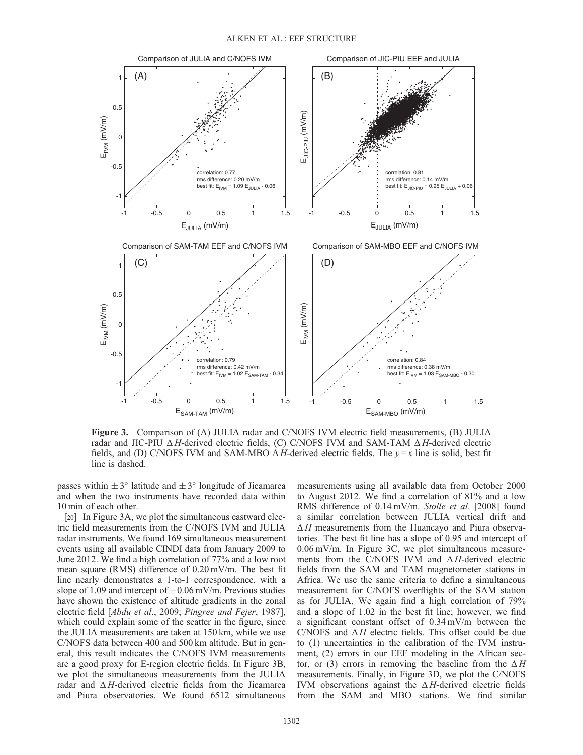Figure 3. Comparison of (A) JULIA radar and C/NOFS IVM electric field measurements, (B) JULIA radar and JIC-PIU $\Delta H$-derived electric fields, (C) C/NOFS IVM and SAM-TAM $\Delta H$-derived electric fields, and (D) C/NOFS IVM and SAM-MBO $\Delta H$-derived electric fields. The $y = x$ line is solid, best fit line is dashed.

passes within $\pm 3°$ latitude and $\pm 3°$ longitude of Jicamarca and when the two instruments have recorded data within 10 min of each other.

[20] In Figure 3A, we plot the simultaneous eastward electric field measurements from the C/NOFS IVM and JULIA radar instruments. We found 169 simultaneous measurement events using all available CINDI data from January 2009 to June 2012. We find a high correlation of 77% and a low root mean square (RMS) difference of 0.20 mV/m. The best fit line nearly demonstrates a 1-to-1 correspondence, with a slope of 1.09 and intercept of $-0.06$ mV/m. Previous studies have shown the existence of altitude gradients in the zonal electric field [*Abdu et al.*, 2009; *Pingree and Fejer*, 1987], which could explain some of the scatter in the figure, since the JULIA measurements are taken at 150 km, while we use C/NOFS data between 400 and 500 km altitude. But in general, this result indicates the C/NOFS IVM measurements are a good proxy for E-region electric fields. In Figure 3B, we plot the simultaneous measurements from the JULIA radar and $\Delta H$-derived electric fields from the Jicamarca and Piura observatories. We found 6512 simultaneous measurements using all available data from October 2000 to August 2012. We find a correlation of 81% and a low RMS difference of 0.14 mV/m. *Stolle et al.* [2008] found a similar correlation between JULIA vertical drift and $\Delta H$ measurements from the Huancayo and Piura observatories. The best fit line has a slope of 0.95 and intercept of 0.06 mV/m. In Figure 3C, we plot simultaneous measurements from the C/NOFS IVM and $\Delta H$-derived electric fields from the SAM and TAM magnetometer stations in Africa. We use the same criteria to define a simultaneous measurement for C/NOFS overflights of the SAM station as for JULIA. We again find a high correlation of 79% and a slope of 1.02 in the best fit line; however, we find a significant constant offset of 0.34 mV/m between the C/NOFS and $\Delta H$ electric fields. This offset could be due to (1) uncertainties in the calibration of the IVM instrument, (2) errors in our EEF modeling in the African sector, or (3) errors in removing the baseline from the $\Delta H$ measurements. Finally, in Figure 3D, we plot the C/NOFS IVM observations against the $\Delta H$-derived electric fields from the SAM and MBO stations. We find similar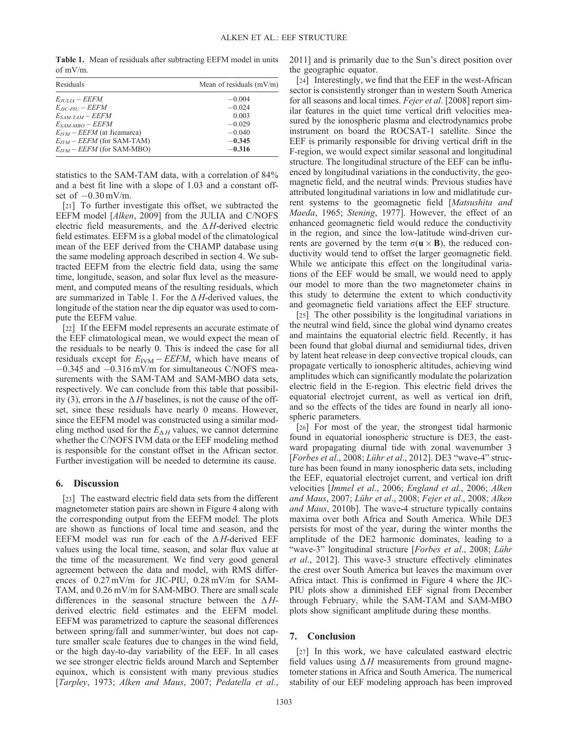**Table 1.** Mean of residuals after subtracting EEFM model in units of mV/m.

| Residuals | Mean of residuals (mV/m) |
|---|---|
| $E_{JULIA} - EEFM$ | −0.004 |
| $E_{JIC\text{-}PIU} - EEFM$ | −0.024 |
| $E_{SAM\text{-}TAM} - EEFM$ | 0.003 |
| $E_{SAM\text{-}MBO} - EEFM$ | −0.029 |
| $E_{IVM} - EEFM$ (at Jicamarca) | −0.040 |
| $E_{IVM} - EEFM$ (for SAM-TAM) | **−0.345** |
| $E_{IVM} - EEFM$ (for SAM-MBO) | **−0.316** |

statistics to the SAM-TAM data, with a correlation of 84% and a best fit line with a slope of 1.03 and a constant offset of −0.30 mV/m.

[21] To further investigate this offset, we subtracted the EEFM model [*Alken*, 2009] from the JULIA and C/NOFS electric field measurements, and the $\Delta H$-derived electric field estimates. EEFM is a global model of the climatological mean of the EEF derived from the CHAMP database using the same modeling approach described in section 4. We subtracted EEFM from the electric field data, using the same time, longitude, season, and solar flux level as the measurement, and computed means of the resulting residuals, which are summarized in Table 1. For the $\Delta H$-derived values, the longitude of the station near the dip equator was used to compute the EEFM value.

[22] If the EEFM model represents an accurate estimate of the EEF climatological mean, we would expect the mean of the residuals to be nearly 0. This is indeed the case for all residuals except for $E_{\text{IVM}} - EEFM$, which have means of −0.345 and −0.316 mV/m for simultaneous C/NOFS measurements with the SAM-TAM and SAM-MBO data sets, respectively. We can conclude from this table that possibility (3), errors in the $\Delta H$ baselines, is not the cause of the offset, since these residuals have nearly 0 means. However, since the EEFM model was constructed using a similar modeling method used for the $E_{\Delta H}$ values, we cannot determine whether the C/NOFS IVM data or the EEF modeling method is responsible for the constant offset in the African sector. Further investigation will be needed to determine its cause.

## 6. Discussion

[23] The eastward electric field data sets from the different magnetometer station pairs are shown in Figure 4 along with the corresponding output from the EEFM model. The plots are shown as functions of local time and season, and the EEFM model was run for each of the $\Delta H$-derived EEF values using the local time, season, and solar flux value at the time of the measurement. We find very good general agreement between the data and model, with RMS differences of 0.27 mV/m for JIC-PIU, 0.28 mV/m for SAM-TAM, and 0.26 mV/m for SAM-MBO. There are small scale differences in the seasonal structure between the $\Delta H$-derived electric field estimates and the EEFM model. EEFM was parametrized to capture the seasonal differences between spring/fall and summer/winter, but does not capture smaller scale features due to changes in the wind field, or the high day-to-day variability of the EEF. In all cases we see stronger electric fields around March and September equinox, which is consistent with many previous studies [*Tarpley*, 1973; *Alken and Maus*, 2007; *Pedatella et al*., 2011] and is primarily due to the Sun's direct position over the geographic equator.

[24] Interestingly, we find that the EEF in the west-African sector is consistently stronger than in western South America for all seasons and local times. *Fejer et al*. [2008] report similar features in the quiet time vertical drift velocities measured by the ionospheric plasma and electrodynamics probe instrument on board the ROCSAT-1 satellite. Since the EEF is primarily responsible for driving vertical drift in the F-region, we would expect similar seasonal and longitudinal structure. The longitudinal structure of the EEF can be influenced by longitudinal variations in the conductivity, the geomagnetic field, and the neutral winds. Previous studies have attributed longitudinal variations in low and midlatitude current systems to the geomagnetic field [*Matsushita and Maeda*, 1965; *Stening*, 1977]. However, the effect of an enhanced geomagnetic field would reduce the conductivity in the region, and since the low-latitude wind-driven currents are governed by the term $\sigma(\mathbf{u} \times \mathbf{B})$, the reduced conductivity would tend to offset the larger geomagnetic field. While we anticipate this effect on the longitudinal variations of the EEF would be small, we would need to apply our model to more than the two magnetometer chains in this study to determine the extent to which conductivity and geomagnetic field variations affect the EEF structure.

[25] The other possibility is the longitudinal variations in the neutral wind field, since the global wind dynamo creates and maintains the equatorial electric field. Recently, it has been found that global diurnal and semidiurnal tides, driven by latent heat release in deep convective tropical clouds, can propagate vertically to ionospheric altitudes, achieving wind amplitudes which can significantly modulate the polarization electric field in the E-region. This electric field drives the equatorial electrojet current, as well as vertical ion drift, and so the effects of the tides are found in nearly all ionospheric parameters.

[26] For most of the year, the strongest tidal harmonic found in equatorial ionospheric structure is DE3, the eastward propagating diurnal tide with zonal wavenumber 3 [*Forbes et al*., 2008; *Lühr et al*., 2012]. DE3 "wave-4" structure has been found in many ionospheric data sets, including the EEF, equatorial electrojet current, and vertical ion drift velocities [*Immel et al*., 2006; *England et al*., 2006; *Alken and Maus*, 2007; *Lühr et al*., 2008; *Fejer et al*., 2008; *Alken and Maus*, 2010b]. The wave-4 structure typically contains maxima over both Africa and South America. While DE3 persists for most of the year, during the winter months the amplitude of the DE2 harmonic dominates, leading to a "wave-3" longitudinal structure [*Forbes et al*., 2008; *Lühr et al*., 2012]. This wave-3 structure effectively eliminates the crest over South America but leaves the maximum over Africa intact. This is confirmed in Figure 4 where the JIC-PIU plots show a diminished EEF signal from December through February, while the SAM-TAM and SAM-MBO plots show significant amplitude during these months.

## 7. Conclusion

[27] In this work, we have calculated eastward electric field values using $\Delta H$ measurements from ground magnetometer stations in Africa and South America. The numerical stability of our EEF modeling approach has been improved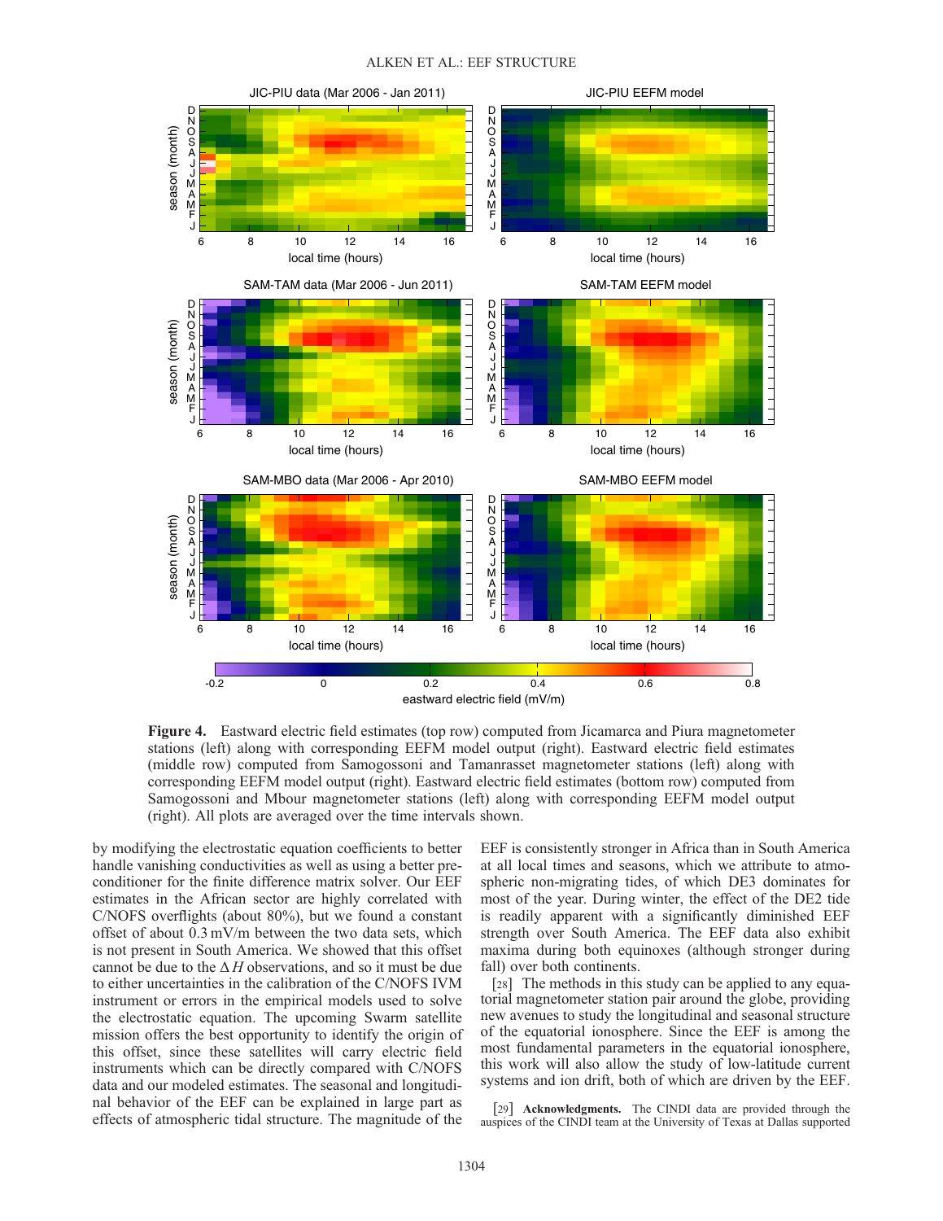**Figure 4.** Eastward electric field estimates (top row) computed from Jicamarca and Piura magnetometer stations (left) along with corresponding EEFM model output (right). Eastward electric field estimates (middle row) computed from Samogossoni and Tamanrasset magnetometer stations (left) along with corresponding EEFM model output (right). Eastward electric field estimates (bottom row) computed from Samogossoni and Mbour magnetometer stations (left) along with corresponding EEFM model output (right). All plots are averaged over the time intervals shown.

by modifying the electrostatic equation coefficients to better handle vanishing conductivities as well as using a better preconditioner for the finite difference matrix solver. Our EEF estimates in the African sector are highly correlated with C/NOFS overflights (about 80%), but we found a constant offset of about 0.3 mV/m between the two data sets, which is not present in South America. We showed that this offset cannot be due to the $\Delta H$ observations, and so it must be due to either uncertainties in the calibration of the C/NOFS IVM instrument or errors in the empirical models used to solve the electrostatic equation. The upcoming Swarm satellite mission offers the best opportunity to identify the origin of this offset, since these satellites will carry electric field instruments which can be directly compared with C/NOFS data and our modeled estimates. The seasonal and longitudinal behavior of the EEF can be explained in large part as effects of atmospheric tidal structure. The magnitude of the EEF is consistently stronger in Africa than in South America at all local times and seasons, which we attribute to atmospheric non-migrating tides, of which DE3 dominates for most of the year. During winter, the effect of the DE2 tide is readily apparent with a significantly diminished EEF strength over South America. The EEF data also exhibit maxima during both equinoxes (although stronger during fall) over both continents.

[28] The methods in this study can be applied to any equatorial magnetometer station pair around the globe, providing new avenues to study the longitudinal and seasonal structure of the equatorial ionosphere. Since the EEF is among the most fundamental parameters in the equatorial ionosphere, this work will also allow the study of low-latitude current systems and ion drift, both of which are driven by the EEF.

[29] **Acknowledgments.** The CINDI data are provided through the auspices of the CINDI team at the University of Texas at Dallas supported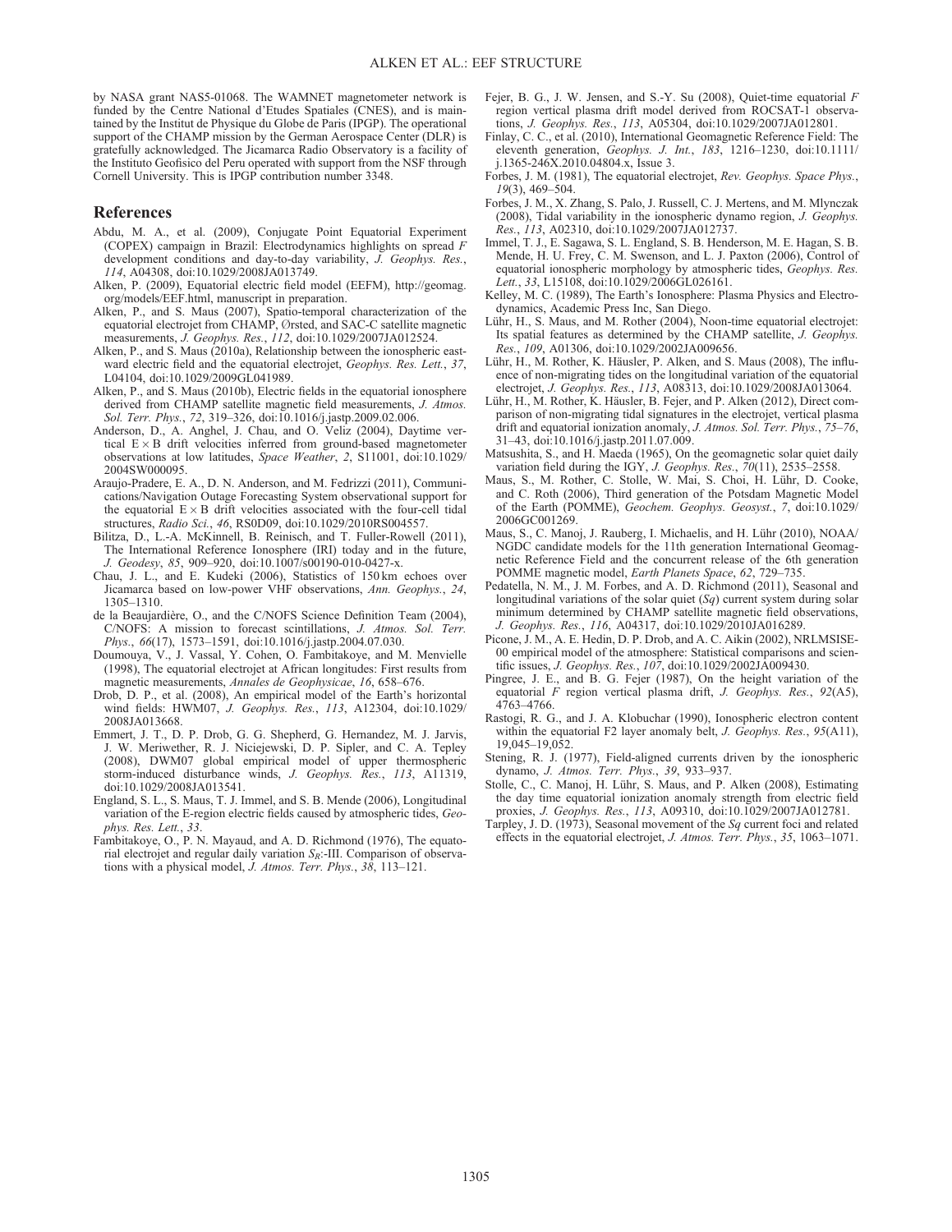by NASA grant NAS5-01068. The WAMNET magnetometer network is funded by the Centre National d'Etudes Spatiales (CNES), and is maintained by the Institut de Physique du Globe de Paris (IPGP). The operational support of the CHAMP mission by the German Aerospace Center (DLR) is gratefully acknowledged. The Jicamarca Radio Observatory is a facility of the Instituto Geofisico del Peru operated with support from the NSF through Cornell University. This is IPGP contribution number 3348.

## References

Abdu, M. A., et al. (2009), Conjugate Point Equatorial Experiment (COPEX) campaign in Brazil: Electrodynamics highlights on spread *F* development conditions and day-to-day variability, *J. Geophys. Res.*, *114*, A04308, doi:10.1029/2008JA013749.

Alken, P. (2009), Equatorial electric field model (EEFM), http://geomag.org/models/EEF.html, manuscript in preparation.

Alken, P., and S. Maus (2007), Spatio-temporal characterization of the equatorial electrojet from CHAMP, Ørsted, and SAC-C satellite magnetic measurements, *J. Geophys. Res.*, *112*, doi:10.1029/2007JA012524.

Alken, P., and S. Maus (2010a), Relationship between the ionospheric eastward electric field and the equatorial electrojet, *Geophys. Res. Lett.*, *37*, L04104, doi:10.1029/2009GL041989.

Alken, P., and S. Maus (2010b), Electric fields in the equatorial ionosphere derived from CHAMP satellite magnetic field measurements, *J. Atmos. Sol. Terr. Phys.*, *72*, 319–326, doi:10.1016/j.jastp.2009.02.006.

Anderson, D., A. Anghel, J. Chau, and O. Veliz (2004), Daytime vertical $E \times B$ drift velocities inferred from ground-based magnetometer observations at low latitudes, *Space Weather*, *2*, S11001, doi:10.1029/2004SW000095.

Araujo-Pradere, E. A., D. N. Anderson, and M. Fedrizzi (2011), Communications/Navigation Outage Forecasting System observational support for the equatorial $E \times B$ drift velocities associated with the four-cell tidal structures, *Radio Sci.*, *46*, RS0D09, doi:10.1029/2010RS004557.

Bilitza, D., L.-A. McKinnell, B. Reinisch, and T. Fuller-Rowell (2011), The International Reference Ionosphere (IRI) today and in the future, *J. Geodesy*, *85*, 909–920, doi:10.1007/s00190-010-0427-x.

Chau, J. L., and E. Kudeki (2006), Statistics of 150 km echoes over Jicamarca based on low-power VHF observations, *Ann. Geophys.*, *24*, 1305–1310.

de la Beaujardière, O., and the C/NOFS Science Definition Team (2004), C/NOFS: A mission to forecast scintillations, *J. Atmos. Sol. Terr. Phys.*, *66*(17), 1573–1591, doi:10.1016/j.jastp.2004.07.030.

Doumouya, V., J. Vassal, Y. Cohen, O. Fambitakoye, and M. Menvielle (1998), The equatorial electrojet at African longitudes: First results from magnetic measurements, *Annales de Geophysicae*, *16*, 658–676.

Drob, D. P., et al. (2008), An empirical model of the Earth's horizontal wind fields: HWM07, *J. Geophys. Res.*, *113*, A12304, doi:10.1029/2008JA013668.

Emmert, J. T., D. P. Drob, G. G. Shepherd, G. Hernandez, M. J. Jarvis, J. W. Meriwether, R. J. Niciejewski, D. P. Sipler, and C. A. Tepley (2008), DWM07 global empirical model of upper thermospheric storm-induced disturbance winds, *J. Geophys. Res.*, *113*, A11319, doi:10.1029/2008JA013541.

England, S. L., S. Maus, T. J. Immel, and S. B. Mende (2006), Longitudinal variation of the E-region electric fields caused by atmospheric tides, *Geophys. Res. Lett.*, *33*.

Fambitakoye, O., P. N. Mayaud, and A. D. Richmond (1976), The equatorial electrojet and regular daily variation $S_R$:-III. Comparison of observations with a physical model, *J. Atmos. Terr. Phys.*, *38*, 113–121.

Fejer, B. G., J. W. Jensen, and S.-Y. Su (2008), Quiet-time equatorial *F* region vertical plasma drift model derived from ROCSAT-1 observations, *J. Geophys. Res.*, *113*, A05304, doi:10.1029/2007JA012801.

Finlay, C. C., et al. (2010), International Geomagnetic Reference Field: The eleventh generation, *Geophys. J. Int.*, *183*, 1216–1230, doi:10.1111/j.1365-246X.2010.04804.x, Issue 3.

Forbes, J. M. (1981), The equatorial electrojet, *Rev. Geophys. Space Phys.*, *19*(3), 469–504.

Forbes, J. M., X. Zhang, S. Palo, J. Russell, C. J. Mertens, and M. Mlynczak (2008), Tidal variability in the ionospheric dynamo region, *J. Geophys. Res.*, *113*, A02310, doi:10.1029/2007JA012737.

Immel, T. J., E. Sagawa, S. L. England, S. B. Henderson, M. E. Hagan, S. B. Mende, H. U. Frey, C. M. Swenson, and L. J. Paxton (2006), Control of equatorial ionospheric morphology by atmospheric tides, *Geophys. Res. Lett.*, *33*, L15108, doi:10.1029/2006GL026161.

Kelley, M. C. (1989), The Earth's Ionosphere: Plasma Physics and Electrodynamics, Academic Press Inc, San Diego.

Lühr, H., S. Maus, and M. Rother (2004), Noon-time equatorial electrojet: Its spatial features as determined by the CHAMP satellite, *J. Geophys. Res.*, *109*, A01306, doi:10.1029/2002JA009656.

Lühr, H., M. Rother, K. Häusler, P. Alken, and S. Maus (2008), The influence of non-migrating tides on the longitudinal variation of the equatorial electrojet, *J. Geophys. Res.*, *113*, A08313, doi:10.1029/2008JA013064.

Lühr, H., M. Rother, K. Häusler, B. Fejer, and P. Alken (2012), Direct comparison of non-migrating tidal signatures in the electrojet, vertical plasma drift and equatorial ionization anomaly, *J. Atmos. Sol. Terr. Phys.*, *75–76*, 31–43, doi:10.1016/j.jastp.2011.07.009.

Matsushita, S., and H. Maeda (1965), On the geomagnetic solar quiet daily variation field during the IGY, *J. Geophys. Res.*, *70*(11), 2535–2558.

Maus, S., M. Rother, C. Stolle, W. Mai, S. Choi, H. Lühr, D. Cooke, and C. Roth (2006), Third generation of the Potsdam Magnetic Model of the Earth (POMME), *Geochem. Geophys. Geosyst.*, *7*, doi:10.1029/2006GC001269.

Maus, S., C. Manoj, J. Rauberg, I. Michaelis, and H. Lühr (2010), NOAA/NGDC candidate models for the 11th generation International Geomagnetic Reference Field and the concurrent release of the 6th generation POMME magnetic model, *Earth Planets Space*, *62*, 729–735.

Pedatella, N. M., J. M. Forbes, and A. D. Richmond (2011), Seasonal and longitudinal variations of the solar quiet (*Sq*) current system during solar minimum determined by CHAMP satellite magnetic field observations, *J. Geophys. Res.*, *116*, A04317, doi:10.1029/2010JA016289.

Picone, J. M., A. E. Hedin, D. P. Drob, and A. C. Aikin (2002), NRLMSISE-00 empirical model of the atmosphere: Statistical comparisons and scientific issues, *J. Geophys. Res.*, *107*, doi:10.1029/2002JA009430.

Pingree, J. E., and B. G. Fejer (1987), On the height variation of the equatorial *F* region vertical plasma drift, *J. Geophys. Res.*, *92*(A5), 4763–4766.

Rastogi, R. G., and J. A. Klobuchar (1990), Ionospheric electron content within the equatorial F2 layer anomaly belt, *J. Geophys. Res.*, *95*(A11), 19,045–19,052.

Stening, R. J. (1977), Field-aligned currents driven by the ionospheric dynamo, *J. Atmos. Terr. Phys.*, *39*, 933–937.

Stolle, C., C. Manoj, H. Lühr, S. Maus, and P. Alken (2008), Estimating the day time equatorial ionization anomaly strength from electric field proxies, *J. Geophys. Res.*, *113*, A09310, doi:10.1029/2007JA012781.

Tarpley, J. D. (1973), Seasonal movement of the *Sq* current foci and related effects in the equatorial electrojet, *J. Atmos. Terr. Phys.*, *35*, 1063–1071.